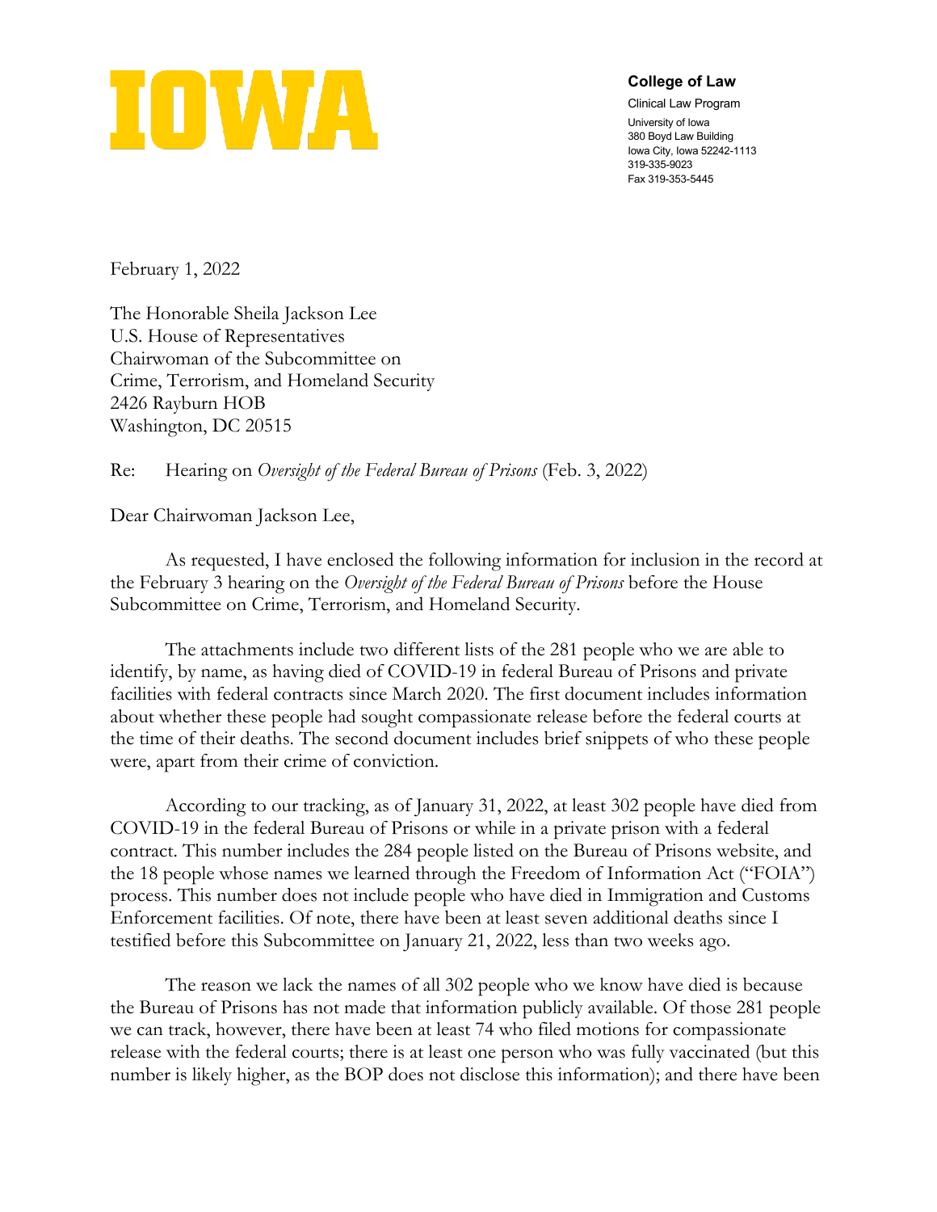**IOWA**

**College of Law**

Clinical Law Program

University of Iowa
380 Boyd Law Building
Iowa City, Iowa 52242-1113
319-335-9023
Fax 319-353-5445

February 1, 2022

The Honorable Sheila Jackson Lee
U.S. House of Representatives
Chairwoman of the Subcommittee on
Crime, Terrorism, and Homeland Security
2426 Rayburn HOB
Washington, DC 20515

Re: Hearing on *Oversight of the Federal Bureau of Prisons* (Feb. 3, 2022)

Dear Chairwoman Jackson Lee,

As requested, I have enclosed the following information for inclusion in the record at the February 3 hearing on the *Oversight of the Federal Bureau of Prisons* before the House Subcommittee on Crime, Terrorism, and Homeland Security.

The attachments include two different lists of the 281 people who we are able to identify, by name, as having died of COVID-19 in federal Bureau of Prisons and private facilities with federal contracts since March 2020. The first document includes information about whether these people had sought compassionate release before the federal courts at the time of their deaths. The second document includes brief snippets of who these people were, apart from their crime of conviction.

According to our tracking, as of January 31, 2022, at least 302 people have died from COVID-19 in the federal Bureau of Prisons or while in a private prison with a federal contract. This number includes the 284 people listed on the Bureau of Prisons website, and the 18 people whose names we learned through the Freedom of Information Act ("FOIA") process. This number does not include people who have died in Immigration and Customs Enforcement facilities. Of note, there have been at least seven additional deaths since I testified before this Subcommittee on January 21, 2022, less than two weeks ago.

The reason we lack the names of all 302 people who we know have died is because the Bureau of Prisons has not made that information publicly available. Of those 281 people we can track, however, there have been at least 74 who filed motions for compassionate release with the federal courts; there is at least one person who was fully vaccinated (but this number is likely higher, as the BOP does not disclose this information); and there have been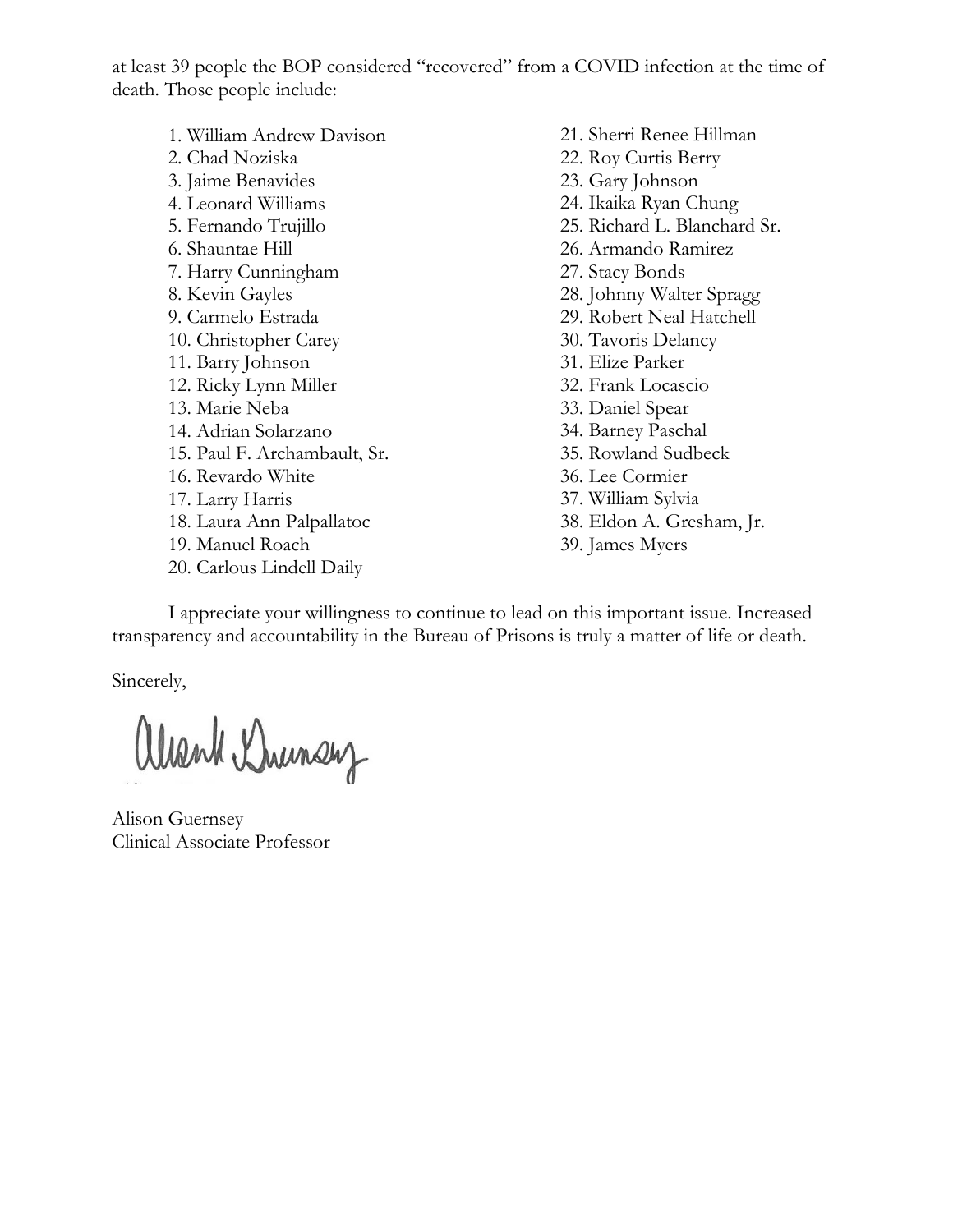at least 39 people the BOP considered "recovered" from a COVID infection at the time of death. Those people include:

1. William Andrew Davison
2. Chad Noziska
3. Jaime Benavides
4. Leonard Williams
5. Fernando Trujillo
6. Shauntae Hill
7. Harry Cunningham
8. Kevin Gayles
9. Carmelo Estrada
10. Christopher Carey
11. Barry Johnson
12. Ricky Lynn Miller
13. Marie Neba
14. Adrian Solarzano
15. Paul F. Archambault, Sr.
16. Revardo White
17. Larry Harris
18. Laura Ann Palpallatoc
19. Manuel Roach
20. Carlous Lindell Daily
21. Sherri Renee Hillman
22. Roy Curtis Berry
23. Gary Johnson
24. Ikaika Ryan Chung
25. Richard L. Blanchard Sr.
26. Armando Ramirez
27. Stacy Bonds
28. Johnny Walter Spragg
29. Robert Neal Hatchell
30. Tavoris Delancy
31. Elize Parker
32. Frank Locascio
33. Daniel Spear
34. Barney Paschal
35. Rowland Sudbeck
36. Lee Cormier
37. William Sylvia
38. Eldon A. Gresham, Jr.
39. James Myers

I appreciate your willingness to continue to lead on this important issue. Increased transparency and accountability in the Bureau of Prisons is truly a matter of life or death.

Sincerely,

Alison Guernsey
Clinical Associate Professor